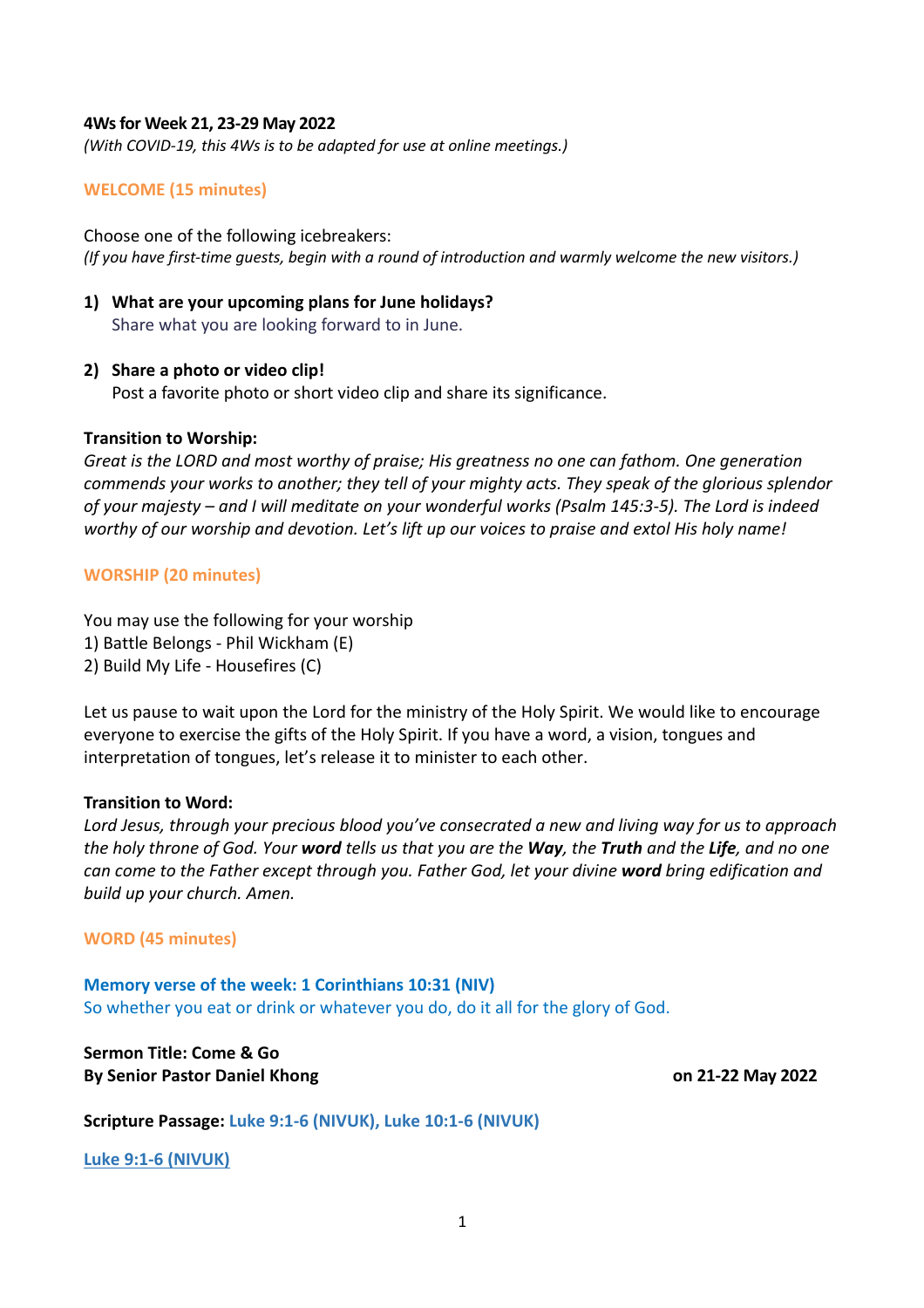**4Ws for Week 21, 23-29 May 2022**

*(With COVID-19, this 4Ws is to be adapted for use at online meetings.)*

## WELCOME (15 minutes)

Choose one of the following icebreakers:

*(If you have first-time guests, begin with a round of introduction and warmly welcome the new visitors.)*

1) **What are your upcoming plans for June holidays?**
   Share what you are looking forward to in June.

2) **Share a photo or video clip!**
   Post a favorite photo or short video clip and share its significance.

**Transition to Worship:**

*Great is the LORD and most worthy of praise; His greatness no one can fathom. One generation commends your works to another; they tell of your mighty acts. They speak of the glorious splendor of your majesty – and I will meditate on your wonderful works (Psalm 145:3-5). The Lord is indeed worthy of our worship and devotion. Let's lift up our voices to praise and extol His holy name!*

## WORSHIP (20 minutes)

You may use the following for your worship
1) Battle Belongs - Phil Wickham (E)
2) Build My Life - Housefires (C)

Let us pause to wait upon the Lord for the ministry of the Holy Spirit. We would like to encourage everyone to exercise the gifts of the Holy Spirit. If you have a word, a vision, tongues and interpretation of tongues, let's release it to minister to each other.

**Transition to Word:**

*Lord Jesus, through your precious blood you've consecrated a new and living way for us to approach the holy throne of God. Your* ***word*** *tells us that you are the* ***Way****, the* ***Truth*** *and the* ***Life****, and no one can come to the Father except through you. Father God, let your divine* ***word*** *bring edification and build up your church. Amen.*

## WORD (45 minutes)

**Memory verse of the week: 1 Corinthians 10:31 (NIV)**
So whether you eat or drink or whatever you do, do it all for the glory of God.

**Sermon Title: Come & Go**
**By Senior Pastor Daniel Khong** **on 21-22 May 2022**

**Scripture Passage:** Luke 9:1-6 (NIVUK), Luke 10:1-6 (NIVUK)

**Luke 9:1-6 (NIVUK)**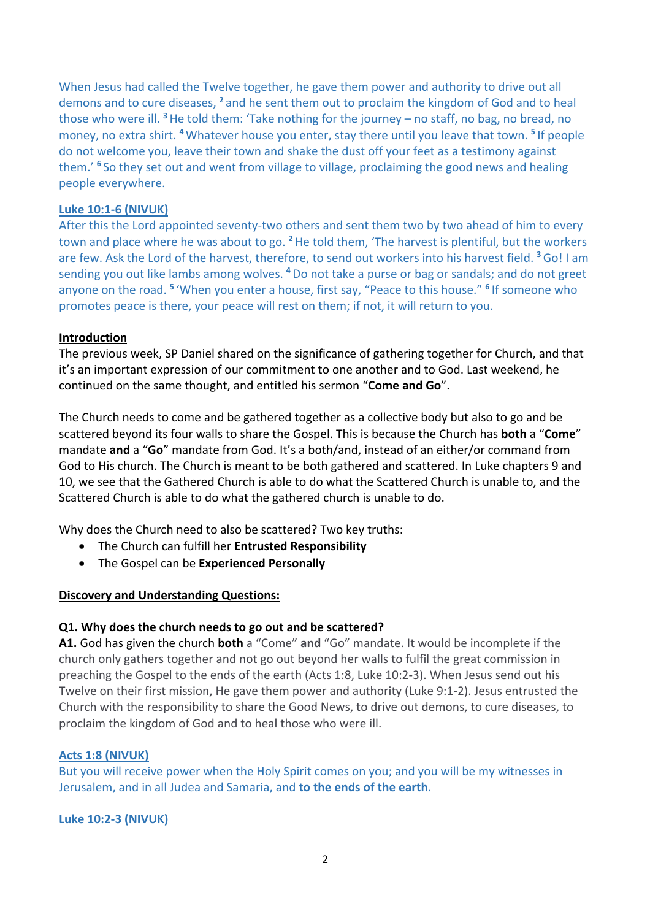When Jesus had called the Twelve together, he gave them power and authority to drive out all demons and to cure diseases, [2] and he sent them out to proclaim the kingdom of God and to heal those who were ill. [3] He told them: 'Take nothing for the journey – no staff, no bag, no bread, no money, no extra shirt. [4] Whatever house you enter, stay there until you leave that town. [5] If people do not welcome you, leave their town and shake the dust off your feet as a testimony against them.' [6] So they set out and went from village to village, proclaiming the good news and healing people everywhere.

**Luke 10:1-6 (NIVUK)**

After this the Lord appointed seventy-two others and sent them two by two ahead of him to every town and place where he was about to go. [2] He told them, 'The harvest is plentiful, but the workers are few. Ask the Lord of the harvest, therefore, to send out workers into his harvest field. [3] Go! I am sending you out like lambs among wolves. [4] Do not take a purse or bag or sandals; and do not greet anyone on the road. [5] 'When you enter a house, first say, "Peace to this house." [6] If someone who promotes peace is there, your peace will rest on them; if not, it will return to you.

**Introduction**

The previous week, SP Daniel shared on the significance of gathering together for Church, and that it's an important expression of our commitment to one another and to God. Last weekend, he continued on the same thought, and entitled his sermon "**Come and Go**".

The Church needs to come and be gathered together as a collective body but also to go and be scattered beyond its four walls to share the Gospel. This is because the Church has **both** a "**Come**" mandate **and** a "**Go**" mandate from God. It's a both/and, instead of an either/or command from God to His church. The Church is meant to be both gathered and scattered. In Luke chapters 9 and 10, we see that the Gathered Church is able to do what the Scattered Church is unable to, and the Scattered Church is able to do what the gathered church is unable to do.

Why does the Church need to also be scattered? Two key truths:

- The Church can fulfill her **Entrusted Responsibility**
- The Gospel can be **Experienced Personally**

**Discovery and Understanding Questions:**

**Q1. Why does the church needs to go out and be scattered?**

**A1.** God has given the church **both** a "Come" **and** "Go" mandate. It would be incomplete if the church only gathers together and not go out beyond her walls to fulfil the great commission in preaching the Gospel to the ends of the earth (Acts 1:8, Luke 10:2-3). When Jesus send out his Twelve on their first mission, He gave them power and authority (Luke 9:1-2). Jesus entrusted the Church with the responsibility to share the Good News, to drive out demons, to cure diseases, to proclaim the kingdom of God and to heal those who were ill.

**Acts 1:8 (NIVUK)**

But you will receive power when the Holy Spirit comes on you; and you will be my witnesses in Jerusalem, and in all Judea and Samaria, and **to the ends of the earth**.

**Luke 10:2-3 (NIVUK)**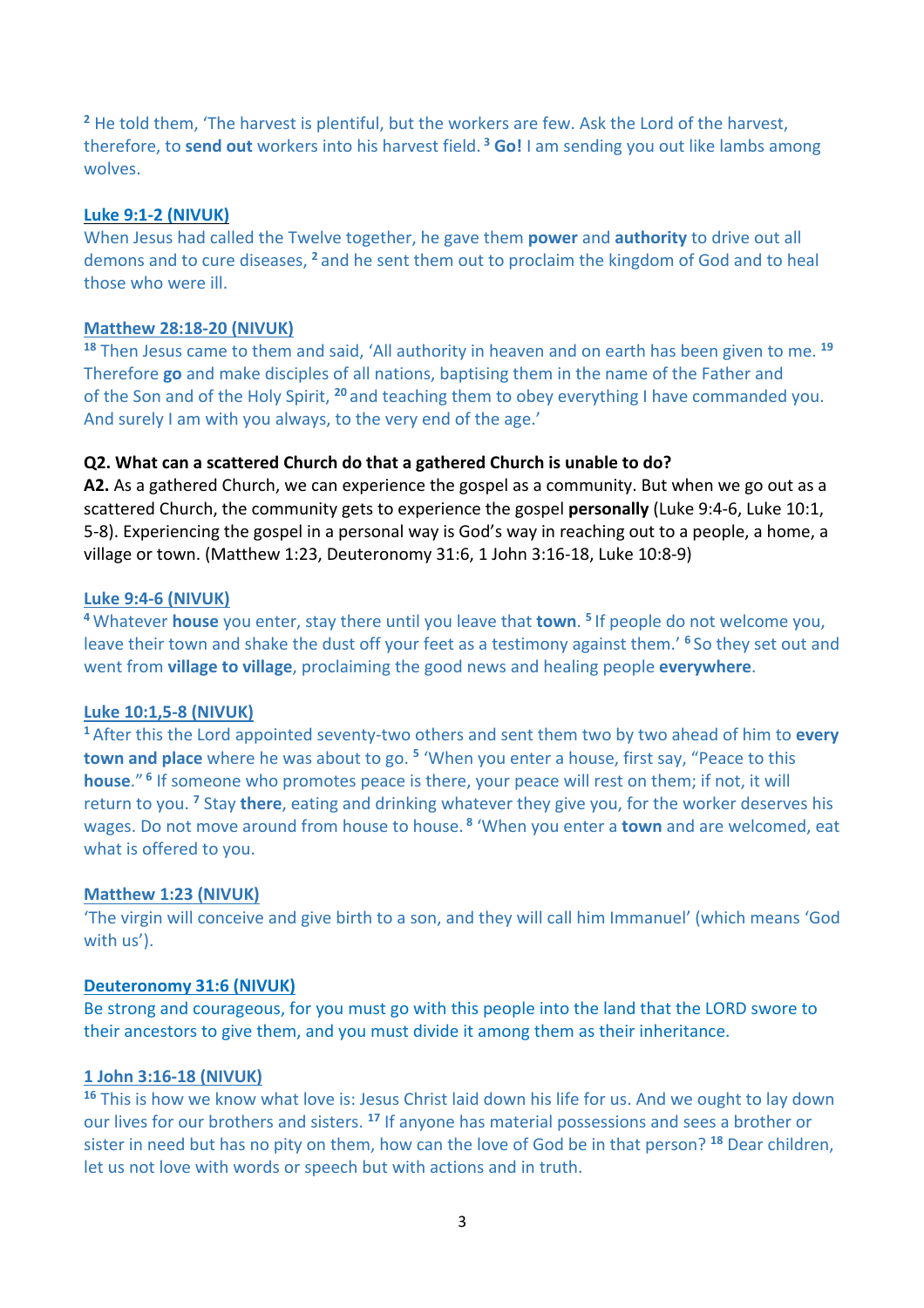[2] He told them, 'The harvest is plentiful, but the workers are few. Ask the Lord of the harvest, therefore, to **send out** workers into his harvest field. [3] **Go!** I am sending you out like lambs among wolves.

**Luke 9:1-2 (NIVUK)**
When Jesus had called the Twelve together, he gave them **power** and **authority** to drive out all demons and to cure diseases, [2] and he sent them out to proclaim the kingdom of God and to heal those who were ill.

**Matthew 28:18-20 (NIVUK)**
[18] Then Jesus came to them and said, 'All authority in heaven and on earth has been given to me. [19] Therefore **go** and make disciples of all nations, baptising them in the name of the Father and of the Son and of the Holy Spirit, [20] and teaching them to obey everything I have commanded you. And surely I am with you always, to the very end of the age.'

**Q2. What can a scattered Church do that a gathered Church is unable to do?**
**A2.** As a gathered Church, we can experience the gospel as a community. But when we go out as a scattered Church, the community gets to experience the gospel **personally** (Luke 9:4-6, Luke 10:1, 5-8). Experiencing the gospel in a personal way is God's way in reaching out to a people, a home, a village or town. (Matthew 1:23, Deuteronomy 31:6, 1 John 3:16-18, Luke 10:8-9)

**Luke 9:4-6 (NIVUK)**
[4] Whatever **house** you enter, stay there until you leave that **town**. [5] If people do not welcome you, leave their town and shake the dust off your feet as a testimony against them.' [6] So they set out and went from **village to village**, proclaiming the good news and healing people **everywhere**.

**Luke 10:1,5-8 (NIVUK)**
[1] After this the Lord appointed seventy-two others and sent them two by two ahead of him to **every town and place** where he was about to go. [5] 'When you enter a house, first say, "Peace to this **house**." [6] If someone who promotes peace is there, your peace will rest on them; if not, it will return to you. [7] Stay **there**, eating and drinking whatever they give you, for the worker deserves his wages. Do not move around from house to house. [8] 'When you enter a **town** and are welcomed, eat what is offered to you.

**Matthew 1:23 (NIVUK)**
'The virgin will conceive and give birth to a son, and they will call him Immanuel' (which means 'God with us').

**Deuteronomy 31:6 (NIVUK)**
Be strong and courageous, for you must go with this people into the land that the LORD swore to their ancestors to give them, and you must divide it among them as their inheritance.

**1 John 3:16-18 (NIVUK)**
[16] This is how we know what love is: Jesus Christ laid down his life for us. And we ought to lay down our lives for our brothers and sisters. [17] If anyone has material possessions and sees a brother or sister in need but has no pity on them, how can the love of God be in that person? [18] Dear children, let us not love with words or speech but with actions and in truth.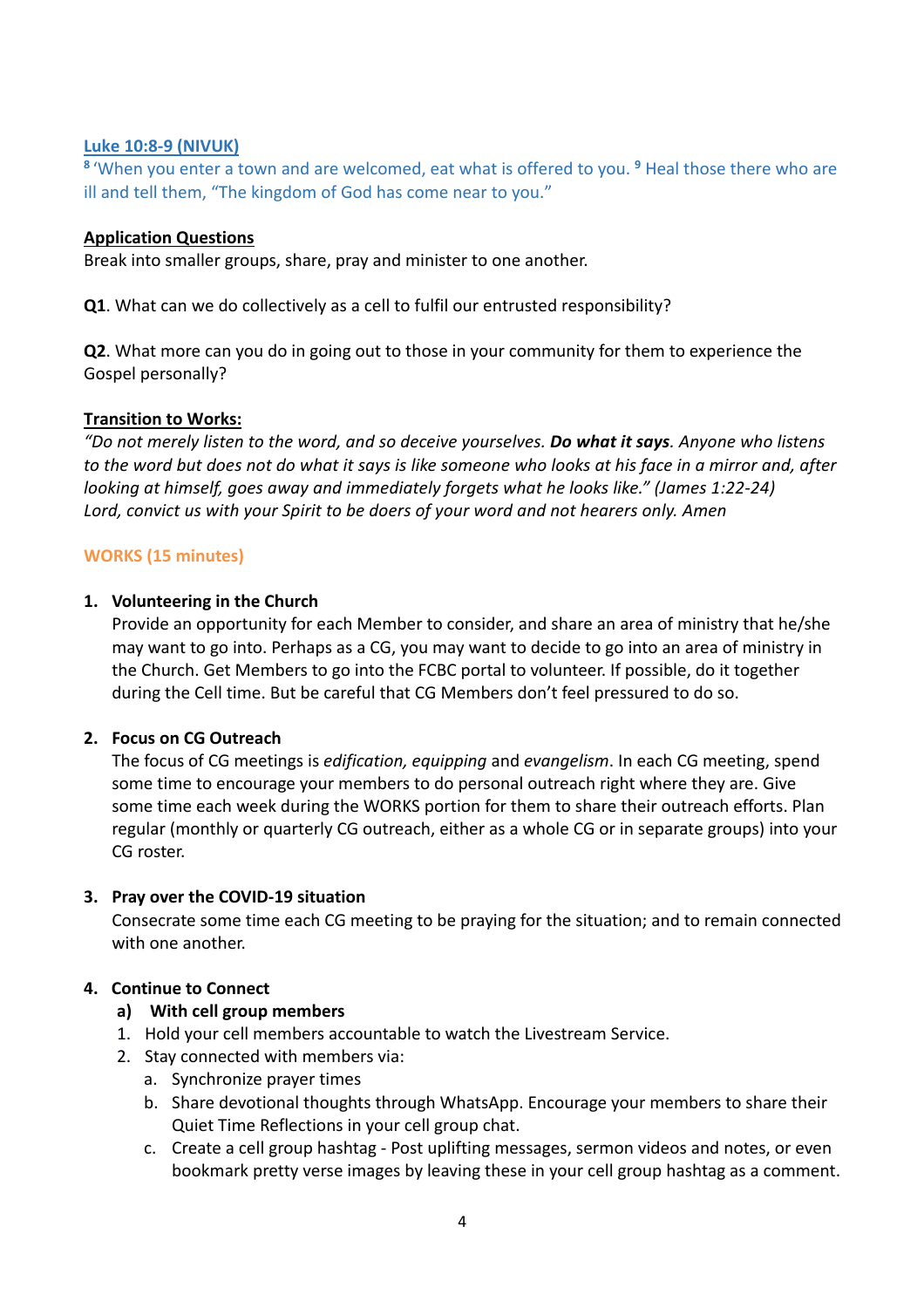**Luke 10:8-9 (NIVUK)**

[8] 'When you enter a town and are welcomed, eat what is offered to you. [9] Heal those there who are ill and tell them, "The kingdom of God has come near to you."

**Application Questions**

Break into smaller groups, share, pray and minister to one another.

**Q1**. What can we do collectively as a cell to fulfil our entrusted responsibility?

**Q2**. What more can you do in going out to those in your community for them to experience the Gospel personally?

**Transition to Works:**

*"Do not merely listen to the word, and so deceive yourselves.* ***Do what it says****. Anyone who listens to the word but does not do what it says is like someone who looks at his face in a mirror and, after looking at himself, goes away and immediately forgets what he looks like." (James 1:22-24)*
*Lord, convict us with your Spirit to be doers of your word and not hearers only. Amen*

## WORKS (15 minutes)

1. **Volunteering in the Church**
   Provide an opportunity for each Member to consider, and share an area of ministry that he/she may want to go into. Perhaps as a CG, you may want to decide to go into an area of ministry in the Church. Get Members to go into the FCBC portal to volunteer. If possible, do it together during the Cell time. But be careful that CG Members don't feel pressured to do so.

2. **Focus on CG Outreach**
   The focus of CG meetings is *edification, equipping* and *evangelism*. In each CG meeting, spend some time to encourage your members to do personal outreach right where they are. Give some time each week during the WORKS portion for them to share their outreach efforts. Plan regular (monthly or quarterly CG outreach, either as a whole CG or in separate groups) into your CG roster.

3. **Pray over the COVID-19 situation**
   Consecrate some time each CG meeting to be praying for the situation; and to remain connected with one another.

4. **Continue to Connect**
   a) **With cell group members**
   1. Hold your cell members accountable to watch the Livestream Service.
   2. Stay connected with members via:
      a. Synchronize prayer times
      b. Share devotional thoughts through WhatsApp. Encourage your members to share their Quiet Time Reflections in your cell group chat.
      c. Create a cell group hashtag - Post uplifting messages, sermon videos and notes, or even bookmark pretty verse images by leaving these in your cell group hashtag as a comment.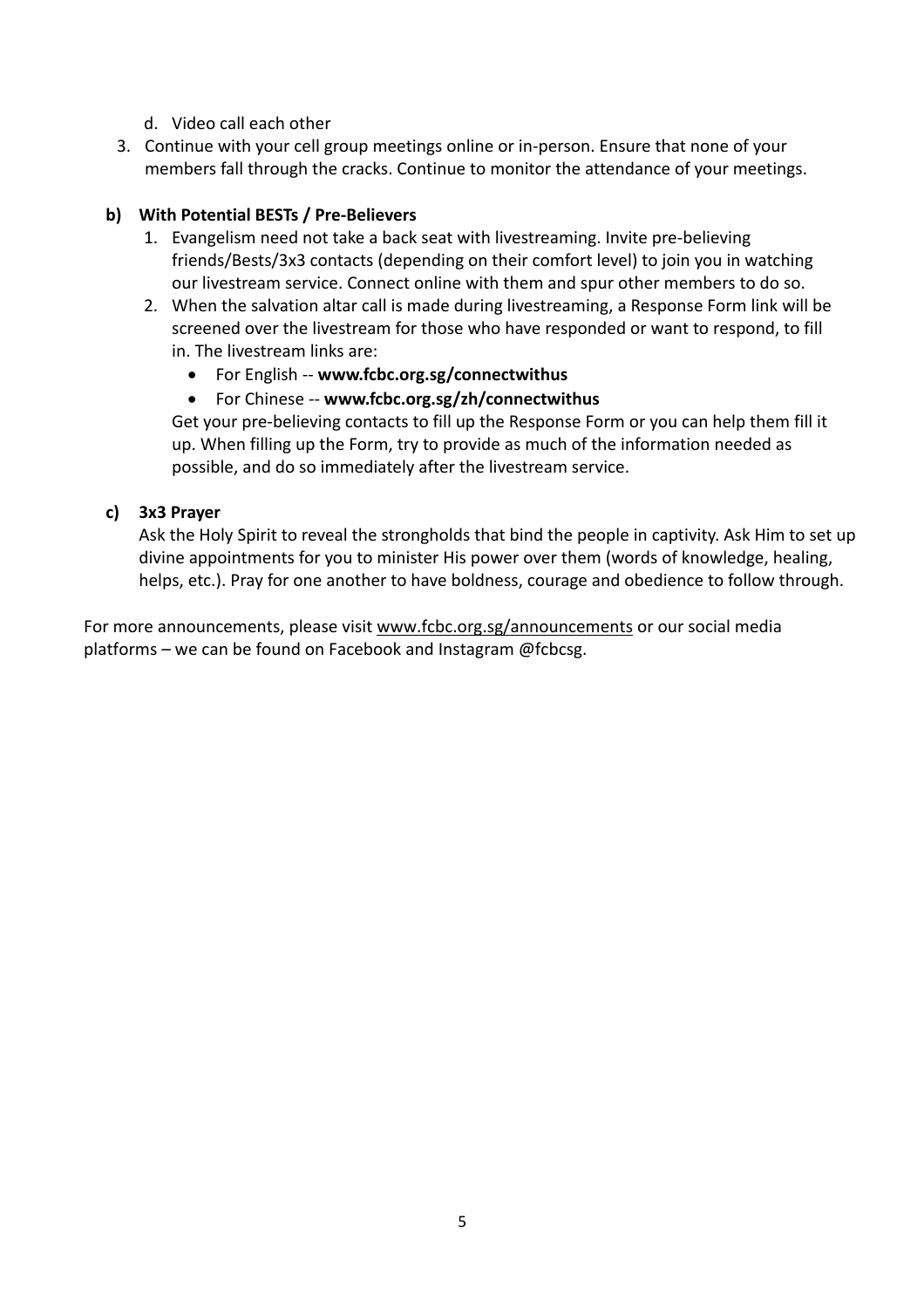d. Video call each other

3. Continue with your cell group meetings online or in-person. Ensure that none of your members fall through the cracks. Continue to monitor the attendance of your meetings.

**b) With Potential BESTs / Pre-Believers**

1. Evangelism need not take a back seat with livestreaming. Invite pre-believing friends/Bests/3x3 contacts (depending on their comfort level) to join you in watching our livestream service. Connect online with them and spur other members to do so.
2. When the salvation altar call is made during livestreaming, a Response Form link will be screened over the livestream for those who have responded or want to respond, to fill in. The livestream links are:
   - For English -- **www.fcbc.org.sg/connectwithus**
   - For Chinese -- **www.fcbc.org.sg/zh/connectwithus**

   Get your pre-believing contacts to fill up the Response Form or you can help them fill it up. When filling up the Form, try to provide as much of the information needed as possible, and do so immediately after the livestream service.

**c) 3x3 Prayer**

Ask the Holy Spirit to reveal the strongholds that bind the people in captivity. Ask Him to set up divine appointments for you to minister His power over them (words of knowledge, healing, helps, etc.). Pray for one another to have boldness, courage and obedience to follow through.

For more announcements, please visit www.fcbc.org.sg/announcements or our social media platforms – we can be found on Facebook and Instagram @fcbcsg.